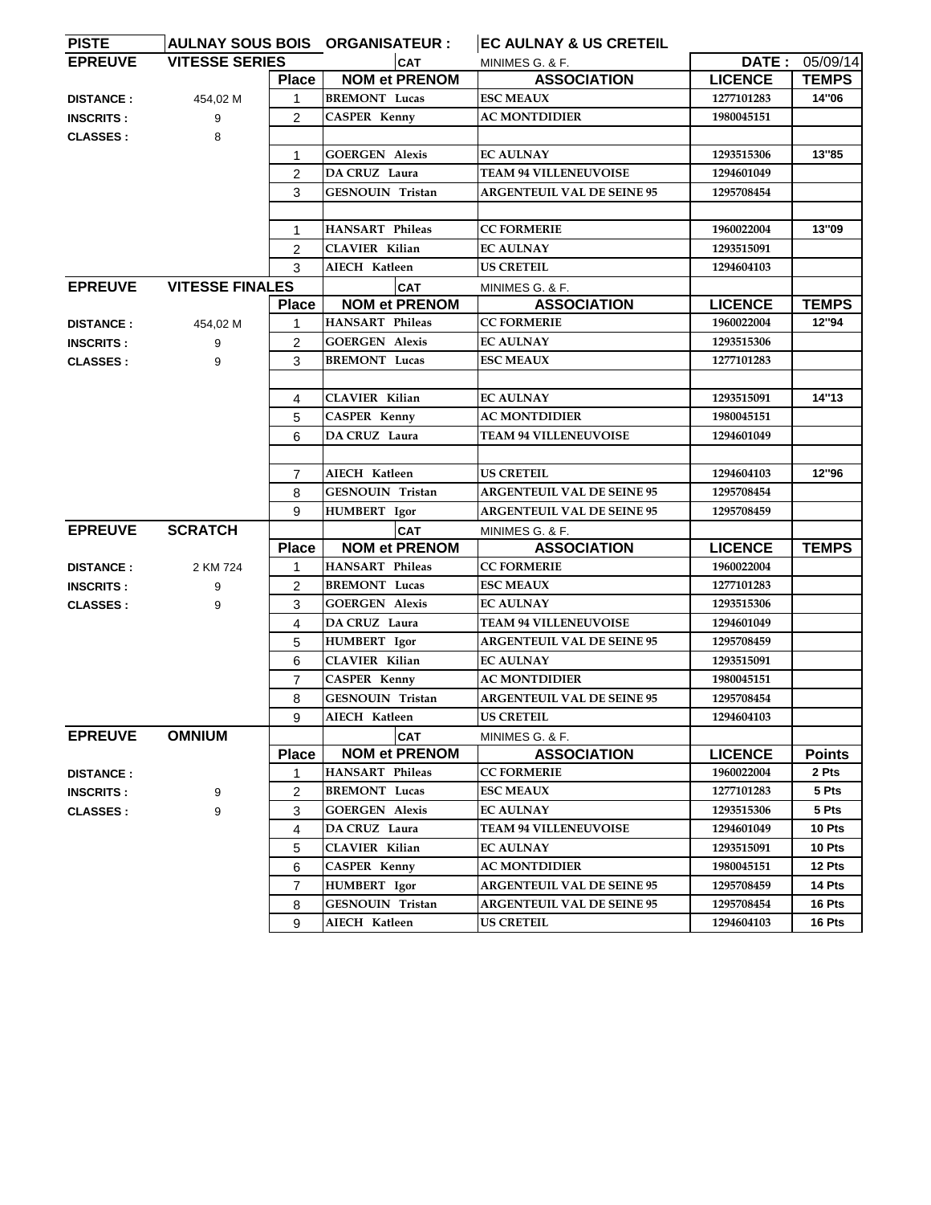| PISTE | AULNAY SOUS BOIS | ORGANISATEUR : | | EC AULNAY & US CRETEIL | | |
|---|---|---|---|---|---|---|
| **EPREUVE** | **VITESSE SERIES** | | **CAT** | MINIMES G. & F. | **DATE :** | 05/09/14 |
| | | **Place** | **NOM et PRENOM** | **ASSOCIATION** | **LICENCE** | **TEMPS** |
| **DISTANCE :** | 454,02 M | 1 | BREMONT Lucas | ESC MEAUX | 1277101283 | 14''06 |
| **INSCRITS :** | 9 | 2 | CASPER Kenny | AC MONTDIDIER | 1980045151 | |
| **CLASSES :** | 8 | | | | | |
| | | 1 | GOERGEN Alexis | EC AULNAY | 1293515306 | 13''85 |
| | | 2 | DA CRUZ Laura | TEAM 94 VILLENEUVOISE | 1294601049 | |
| | | 3 | GESNOUIN Tristan | ARGENTEUIL VAL DE SEINE 95 | 1295708454 | |
| | | | | | | |
| | | 1 | HANSART Phileas | CC FORMERIE | 1960022004 | 13''09 |
| | | 2 | CLAVIER Kilian | EC AULNAY | 1293515091 | |
| | | 3 | AIECH Katleen | US CRETEIL | 1294604103 | |
| **EPREUVE** | **VITESSE FINALES** | | **CAT** | MINIMES G. & F. | | |
| | | **Place** | **NOM et PRENOM** | **ASSOCIATION** | **LICENCE** | **TEMPS** |
| **DISTANCE :** | 454,02 M | 1 | HANSART Phileas | CC FORMERIE | 1960022004 | 12''94 |
| **INSCRITS :** | 9 | 2 | GOERGEN Alexis | EC AULNAY | 1293515306 | |
| **CLASSES :** | 9 | 3 | BREMONT Lucas | ESC MEAUX | 1277101283 | |
| | | | | | | |
| | | 4 | CLAVIER Kilian | EC AULNAY | 1293515091 | 14''13 |
| | | 5 | CASPER Kenny | AC MONTDIDIER | 1980045151 | |
| | | 6 | DA CRUZ Laura | TEAM 94 VILLENEUVOISE | 1294601049 | |
| | | | | | | |
| | | 7 | AIECH Katleen | US CRETEIL | 1294604103 | 12''96 |
| | | 8 | GESNOUIN Tristan | ARGENTEUIL VAL DE SEINE 95 | 1295708454 | |
| | | 9 | HUMBERT Igor | ARGENTEUIL VAL DE SEINE 95 | 1295708459 | |
| **EPREUVE** | **SCRATCH** | | **CAT** | MINIMES G. & F. | | |
| | | **Place** | **NOM et PRENOM** | **ASSOCIATION** | **LICENCE** | **TEMPS** |
| **DISTANCE :** | 2 KM 724 | 1 | HANSART Phileas | CC FORMERIE | 1960022004 | |
| **INSCRITS :** | 9 | 2 | BREMONT Lucas | ESC MEAUX | 1277101283 | |
| **CLASSES :** | 9 | 3 | GOERGEN Alexis | EC AULNAY | 1293515306 | |
| | | 4 | DA CRUZ Laura | TEAM 94 VILLENEUVOISE | 1294601049 | |
| | | 5 | HUMBERT Igor | ARGENTEUIL VAL DE SEINE 95 | 1295708459 | |
| | | 6 | CLAVIER Kilian | EC AULNAY | 1293515091 | |
| | | 7 | CASPER Kenny | AC MONTDIDIER | 1980045151 | |
| | | 8 | GESNOUIN Tristan | ARGENTEUIL VAL DE SEINE 95 | 1295708454 | |
| | | 9 | AIECH Katleen | US CRETEIL | 1294604103 | |
| **EPREUVE** | **OMNIUM** | | **CAT** | MINIMES G. & F. | | |
| | | **Place** | **NOM et PRENOM** | **ASSOCIATION** | **LICENCE** | **Points** |
| **DISTANCE :** | | 1 | HANSART Phileas | CC FORMERIE | 1960022004 | 2 Pts |
| **INSCRITS :** | 9 | 2 | BREMONT Lucas | ESC MEAUX | 1277101283 | 5 Pts |
| **CLASSES :** | 9 | 3 | GOERGEN Alexis | EC AULNAY | 1293515306 | 5 Pts |
| | | 4 | DA CRUZ Laura | TEAM 94 VILLENEUVOISE | 1294601049 | 10 Pts |
| | | 5 | CLAVIER Kilian | EC AULNAY | 1293515091 | 10 Pts |
| | | 6 | CASPER Kenny | AC MONTDIDIER | 1980045151 | 12 Pts |
| | | 7 | HUMBERT Igor | ARGENTEUIL VAL DE SEINE 95 | 1295708459 | 14 Pts |
| | | 8 | GESNOUIN Tristan | ARGENTEUIL VAL DE SEINE 95 | 1295708454 | 16 Pts |
| | | 9 | AIECH Katleen | US CRETEIL | 1294604103 | 16 Pts |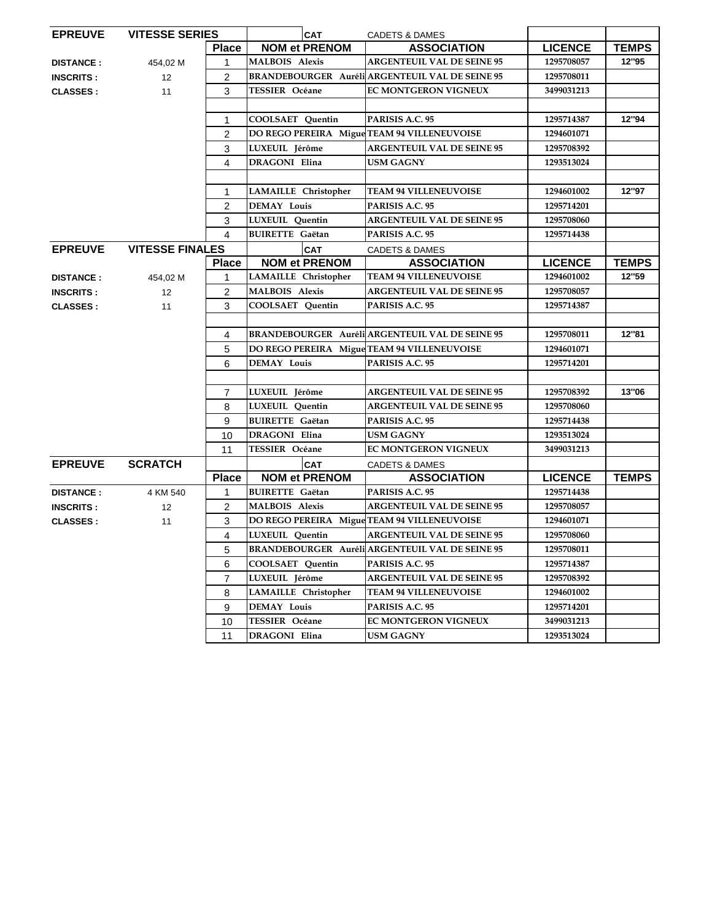| EPREUVE | VITESSE SERIES | | CAT | CADETS & DAMES | | |
|---|---|---|---|---|---|---|
| | | **Place** | **NOM et PRENOM** | **ASSOCIATION** | **LICENCE** | **TEMPS** |
| **DISTANCE :** | 454,02 M | 1 | MALBOIS Alexis | ARGENTEUIL VAL DE SEINE 95 | 1295708057 | 12"95 |
| **INSCRITS :** | 12 | 2 | BRANDEBOURGER Auréli | ARGENTEUIL VAL DE SEINE 95 | 1295708011 | |
| **CLASSES :** | 11 | 3 | TESSIER Océane | EC MONTGERON VIGNEUX | 3499031213 | |
| | | | | | | |
| | | 1 | COOLSAET Quentin | PARISIS A.C. 95 | 1295714387 | 12"94 |
| | | 2 | DO REGO PEREIRA Migue | TEAM 94 VILLENEUVOISE | 1294601071 | |
| | | 3 | LUXEUIL Jérôme | ARGENTEUIL VAL DE SEINE 95 | 1295708392 | |
| | | 4 | DRAGONI Elina | USM GAGNY | 1293513024 | |
| | | | | | | |
| | | 1 | LAMAILLE Christopher | TEAM 94 VILLENEUVOISE | 1294601002 | 12"97 |
| | | 2 | DEMAY Louis | PARISIS A.C. 95 | 1295714201 | |
| | | 3 | LUXEUIL Quentin | ARGENTEUIL VAL DE SEINE 95 | 1295708060 | |
| | | 4 | BUIRETTE Gaëtan | PARISIS A.C. 95 | 1295714438 | |

| EPREUVE | VITESSE FINALES | | CAT | CADETS & DAMES | | |
|---|---|---|---|---|---|---|
| | | **Place** | **NOM et PRENOM** | **ASSOCIATION** | **LICENCE** | **TEMPS** |
| **DISTANCE :** | 454,02 M | 1 | LAMAILLE Christopher | TEAM 94 VILLENEUVOISE | 1294601002 | 12"59 |
| **INSCRITS :** | 12 | 2 | MALBOIS Alexis | ARGENTEUIL VAL DE SEINE 95 | 1295708057 | |
| **CLASSES :** | 11 | 3 | COOLSAET Quentin | PARISIS A.C. 95 | 1295714387 | |
| | | | | | | |
| | | 4 | BRANDEBOURGER Auréli | ARGENTEUIL VAL DE SEINE 95 | 1295708011 | 12"81 |
| | | 5 | DO REGO PEREIRA Migue | TEAM 94 VILLENEUVOISE | 1294601071 | |
| | | 6 | DEMAY Louis | PARISIS A.C. 95 | 1295714201 | |
| | | | | | | |
| | | 7 | LUXEUIL Jérôme | ARGENTEUIL VAL DE SEINE 95 | 1295708392 | 13"06 |
| | | 8 | LUXEUIL Quentin | ARGENTEUIL VAL DE SEINE 95 | 1295708060 | |
| | | 9 | BUIRETTE Gaëtan | PARISIS A.C. 95 | 1295714438 | |
| | | 10 | DRAGONI Elina | USM GAGNY | 1293513024 | |
| | | 11 | TESSIER Océane | EC MONTGERON VIGNEUX | 3499031213 | |

| EPREUVE | SCRATCH | | CAT | CADETS & DAMES | | |
|---|---|---|---|---|---|---|
| | | **Place** | **NOM et PRENOM** | **ASSOCIATION** | **LICENCE** | **TEMPS** |
| **DISTANCE :** | 4 KM 540 | 1 | BUIRETTE Gaëtan | PARISIS A.C. 95 | 1295714438 | |
| **INSCRITS :** | 12 | 2 | MALBOIS Alexis | ARGENTEUIL VAL DE SEINE 95 | 1295708057 | |
| **CLASSES :** | 11 | 3 | DO REGO PEREIRA Migue | TEAM 94 VILLENEUVOISE | 1294601071 | |
| | | 4 | LUXEUIL Quentin | ARGENTEUIL VAL DE SEINE 95 | 1295708060 | |
| | | 5 | BRANDEBOURGER Auréli | ARGENTEUIL VAL DE SEINE 95 | 1295708011 | |
| | | 6 | COOLSAET Quentin | PARISIS A.C. 95 | 1295714387 | |
| | | 7 | LUXEUIL Jérôme | ARGENTEUIL VAL DE SEINE 95 | 1295708392 | |
| | | 8 | LAMAILLE Christopher | TEAM 94 VILLENEUVOISE | 1294601002 | |
| | | 9 | DEMAY Louis | PARISIS A.C. 95 | 1295714201 | |
| | | 10 | TESSIER Océane | EC MONTGERON VIGNEUX | 3499031213 | |
| | | 11 | DRAGONI Elina | USM GAGNY | 1293513024 | |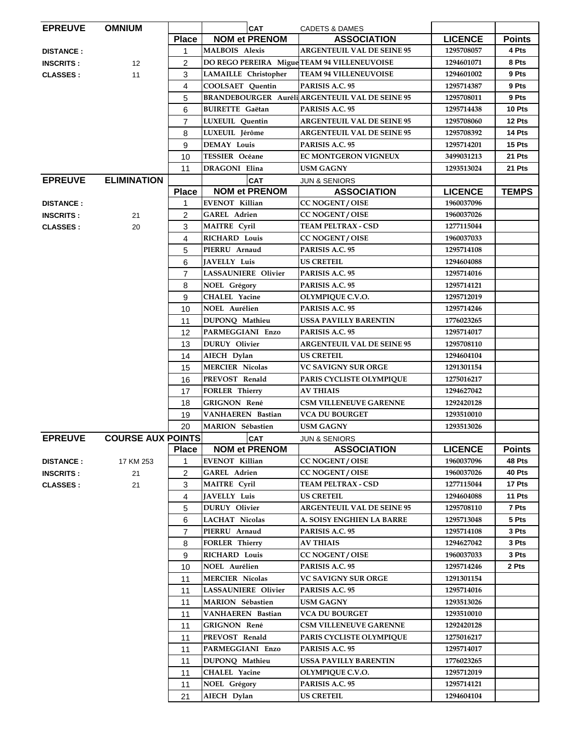| EPREUVE | OMNIUM | | CAT | CADETS & DAMES | | |
|---|---|---|---|---|---|---|
| | | **Place** | **NOM et PRENOM** | **ASSOCIATION** | **LICENCE** | **Points** |
| **DISTANCE :** | | 1 | MALBOIS Alexis | ARGENTEUIL VAL DE SEINE 95 | 1295708057 | 4 Pts |
| **INSCRITS :** | 12 | 2 | DO REGO PEREIRA Migue | TEAM 94 VILLENEUVOISE | 1294601071 | 8 Pts |
| **CLASSES :** | 11 | 3 | LAMAILLE Christopher | TEAM 94 VILLENEUVOISE | 1294601002 | 9 Pts |
| | | 4 | COOLSAET Quentin | PARISIS A.C. 95 | 1295714387 | 9 Pts |
| | | 5 | BRANDEBOURGER Auréli | ARGENTEUIL VAL DE SEINE 95 | 1295708011 | 9 Pts |
| | | 6 | BUIRETTE Gaëtan | PARISIS A.C. 95 | 1295714438 | 10 Pts |
| | | 7 | LUXEUIL Quentin | ARGENTEUIL VAL DE SEINE 95 | 1295708060 | 12 Pts |
| | | 8 | LUXEUIL Jérôme | ARGENTEUIL VAL DE SEINE 95 | 1295708392 | 14 Pts |
| | | 9 | DEMAY Louis | PARISIS A.C. 95 | 1295714201 | 15 Pts |
| | | 10 | TESSIER Océane | EC MONTGERON VIGNEUX | 3499031213 | 21 Pts |
| | | 11 | DRAGONI Elina | USM GAGNY | 1293513024 | 21 Pts |

| EPREUVE | ELIMINATION | | CAT | JUN & SENIORS | | |
|---|---|---|---|---|---|---|
| | | **Place** | **NOM et PRENOM** | **ASSOCIATION** | **LICENCE** | **TEMPS** |
| **DISTANCE :** | | 1 | EVENOT Killian | CC NOGENT / OISE | 1960037096 | |
| **INSCRITS :** | 21 | 2 | GAREL Adrien | CC NOGENT / OISE | 1960037026 | |
| **CLASSES :** | 20 | 3 | MAITRE Cyril | TEAM PELTRAX - CSD | 1277115044 | |
| | | 4 | RICHARD Louis | CC NOGENT / OISE | 1960037033 | |
| | | 5 | PIERRU Arnaud | PARISIS A.C. 95 | 1295714108 | |
| | | 6 | JAVELLY Luis | US CRETEIL | 1294604088 | |
| | | 7 | LASSAUNIERE Olivier | PARISIS A.C. 95 | 1295714016 | |
| | | 8 | NOEL Grégory | PARISIS A.C. 95 | 1295714121 | |
| | | 9 | CHALEL Yacine | OLYMPIQUE C.V.O. | 1295712019 | |
| | | 10 | NOEL Aurélien | PARISIS A.C. 95 | 1295714246 | |
| | | 11 | DUPONQ Mathieu | USSA PAVILLY BARENTIN | 1776023265 | |
| | | 12 | PARMEGGIANI Enzo | PARISIS A.C. 95 | 1295714017 | |
| | | 13 | DURUY Olivier | ARGENTEUIL VAL DE SEINE 95 | 1295708110 | |
| | | 14 | AIECH Dylan | US CRETEIL | 1294604104 | |
| | | 15 | MERCIER Nicolas | VC SAVIGNY SUR ORGE | 1291301154 | |
| | | 16 | PREVOST Renald | PARIS CYCLISTE OLYMPIQUE | 1275016217 | |
| | | 17 | FORLER Thierry | AV THIAIS | 1294627042 | |
| | | 18 | GRIGNON René | CSM VILLENEUVE GARENNE | 1292420128 | |
| | | 19 | VANHAEREN Bastian | VCA DU BOURGET | 1293510010 | |
| | | 20 | MARION Sébastien | USM GAGNY | 1293513026 | |

| EPREUVE | COURSE AUX POINTS | | CAT | JUN & SENIORS | | |
|---|---|---|---|---|---|---|
| | | **Place** | **NOM et PRENOM** | **ASSOCIATION** | **LICENCE** | **Points** |
| **DISTANCE :** | 17 KM 253 | 1 | EVENOT Killian | CC NOGENT / OISE | 1960037096 | 48 Pts |
| **INSCRITS :** | 21 | 2 | GAREL Adrien | CC NOGENT / OISE | 1960037026 | 40 Pts |
| **CLASSES :** | 21 | 3 | MAITRE Cyril | TEAM PELTRAX - CSD | 1277115044 | 17 Pts |
| | | 4 | JAVELLY Luis | US CRETEIL | 1294604088 | 11 Pts |
| | | 5 | DURUY Olivier | ARGENTEUIL VAL DE SEINE 95 | 1295708110 | 7 Pts |
| | | 6 | LACHAT Nicolas | A. SOISY ENGHIEN LA BARRE | 1295713048 | 5 Pts |
| | | 7 | PIERRU Arnaud | PARISIS A.C. 95 | 1295714108 | 3 Pts |
| | | 8 | FORLER Thierry | AV THIAIS | 1294627042 | 3 Pts |
| | | 9 | RICHARD Louis | CC NOGENT / OISE | 1960037033 | 3 Pts |
| | | 10 | NOEL Aurélien | PARISIS A.C. 95 | 1295714246 | 2 Pts |
| | | 11 | MERCIER Nicolas | VC SAVIGNY SUR ORGE | 1291301154 | |
| | | 11 | LASSAUNIERE Olivier | PARISIS A.C. 95 | 1295714016 | |
| | | 11 | MARION Sébastien | USM GAGNY | 1293513026 | |
| | | 11 | VANHAEREN Bastian | VCA DU BOURGET | 1293510010 | |
| | | 11 | GRIGNON René | CSM VILLENEUVE GARENNE | 1292420128 | |
| | | 11 | PREVOST Renald | PARIS CYCLISTE OLYMPIQUE | 1275016217 | |
| | | 11 | PARMEGGIANI Enzo | PARISIS A.C. 95 | 1295714017 | |
| | | 11 | DUPONQ Mathieu | USSA PAVILLY BARENTIN | 1776023265 | |
| | | 11 | CHALEL Yacine | OLYMPIQUE C.V.O. | 1295712019 | |
| | | 11 | NOEL Grégory | PARISIS A.C. 95 | 1295714121 | |
| | | 21 | AIECH Dylan | US CRETEIL | 1294604104 | |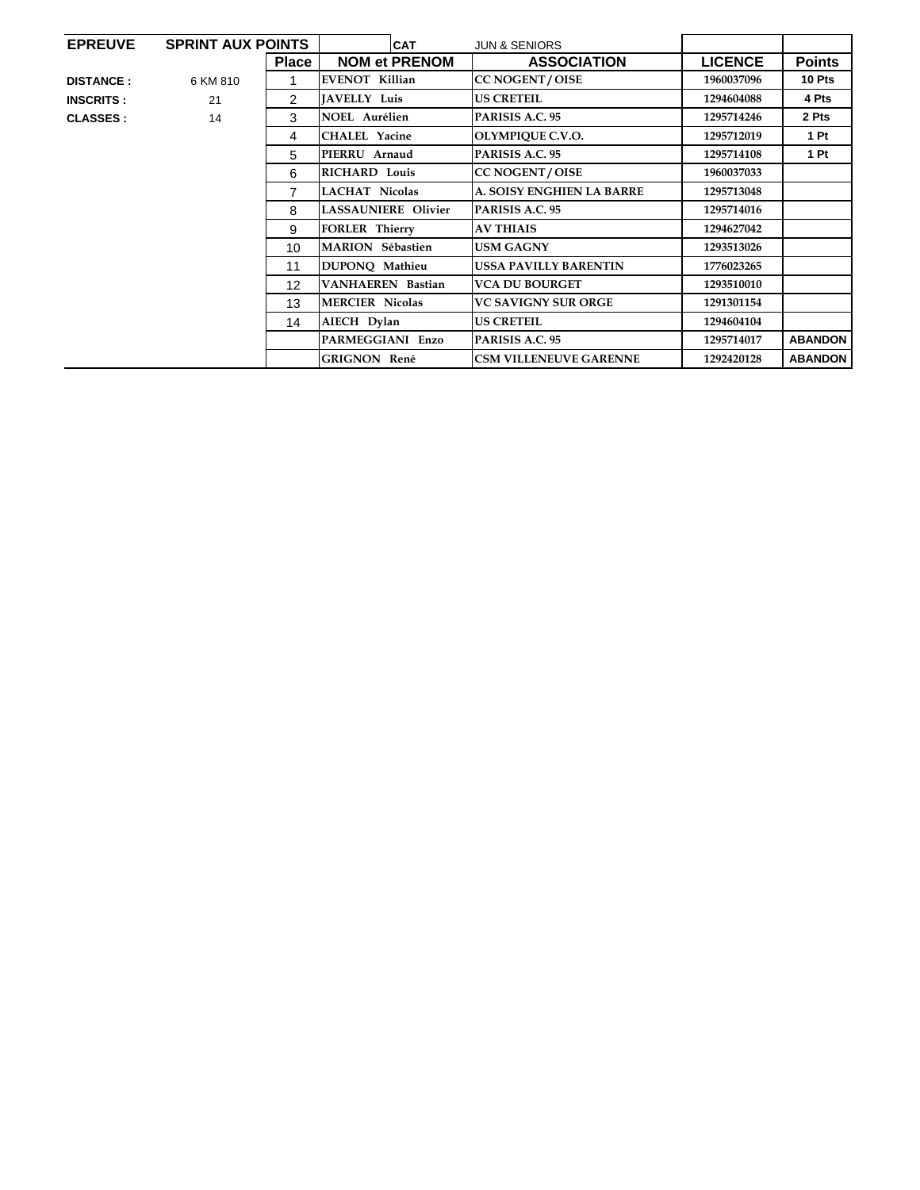| EPREUVE | SPRINT AUX POINTS | | CAT | JUN & SENIORS | | |
|---|---|---|---|---|---|---|
| | | **Place** | **NOM et PRENOM** | **ASSOCIATION** | **LICENCE** | **Points** |
| **DISTANCE :** | 6 KM 810 | 1 | EVENOT Killian | CC NOGENT / OISE | 1960037096 | 10 Pts |
| **INSCRITS :** | 21 | 2 | JAVELLY Luis | US CRETEIL | 1294604088 | 4 Pts |
| **CLASSES :** | 14 | 3 | NOEL Aurélien | PARISIS A.C. 95 | 1295714246 | 2 Pts |
| | | 4 | CHALEL Yacine | OLYMPIQUE C.V.O. | 1295712019 | 1 Pt |
| | | 5 | PIERRU Arnaud | PARISIS A.C. 95 | 1295714108 | 1 Pt |
| | | 6 | RICHARD Louis | CC NOGENT / OISE | 1960037033 | |
| | | 7 | LACHAT Nicolas | A. SOISY ENGHIEN LA BARRE | 1295713048 | |
| | | 8 | LASSAUNIERE Olivier | PARISIS A.C. 95 | 1295714016 | |
| | | 9 | FORLER Thierry | AV THIAIS | 1294627042 | |
| | | 10 | MARION Sébastien | USM GAGNY | 1293513026 | |
| | | 11 | DUPONQ Mathieu | USSA PAVILLY BARENTIN | 1776023265 | |
| | | 12 | VANHAEREN Bastian | VCA DU BOURGET | 1293510010 | |
| | | 13 | MERCIER Nicolas | VC SAVIGNY SUR ORGE | 1291301154 | |
| | | 14 | AIECH Dylan | US CRETEIL | 1294604104 | |
| | | | PARMEGGIANI Enzo | PARISIS A.C. 95 | 1295714017 | ABANDON |
| | | | GRIGNON René | CSM VILLENEUVE GARENNE | 1292420128 | ABANDON |